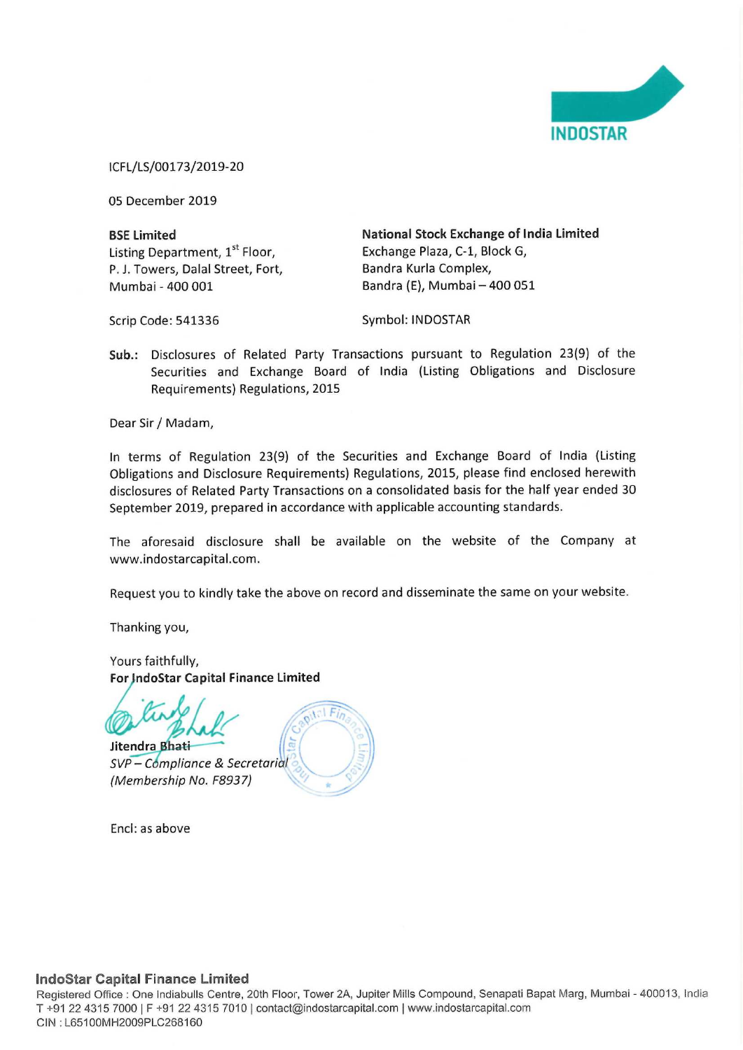INDOSTAR

ICFL/LS/00173/2019-20

05 December 2019

| **BSE Limited** | **National Stock Exchange of India Limited** |
|---|---|
| Listing Department, 1st Floor, | Exchange Plaza, C-1, Block G, |
| P. J. Towers, Dalal Street, Fort, | Bandra Kurla Complex, |
| Mumbai - 400 001 | Bandra (E), Mumbai – 400 051 |
| Scrip Code: 541336 | Symbol: INDOSTAR |

**Sub.:** Disclosures of Related Party Transactions pursuant to Regulation 23(9) of the Securities and Exchange Board of India (Listing Obligations and Disclosure Requirements) Regulations, 2015

Dear Sir / Madam,

In terms of Regulation 23(9) of the Securities and Exchange Board of India (Listing Obligations and Disclosure Requirements) Regulations, 2015, please find enclosed herewith disclosures of Related Party Transactions on a consolidated basis for the half year ended 30 September 2019, prepared in accordance with applicable accounting standards.

The aforesaid disclosure shall be available on the website of the Company at www.indostarcapital.com.

Request you to kindly take the above on record and disseminate the same on your website.

Thanking you,

Yours faithfully,
**For IndoStar Capital Finance Limited**

**Jitendra Bhati**
*SVP – Compliance & Secretarial*
*(Membership No. F8937)*

Encl: as above

**IndoStar Capital Finance Limited**
Registered Office : One Indiabulls Centre, 20th Floor, Tower 2A, Jupiter Mills Compound, Senapati Bapat Marg, Mumbai - 400013, India
T +91 22 4315 7000 | F +91 22 4315 7010 | contact@indostarcapital.com | www.indostarcapital.com
CIN : L65100MH2009PLC268160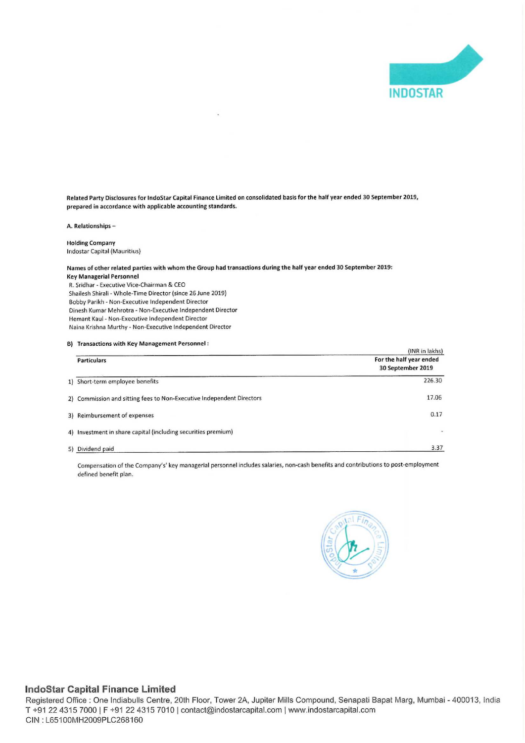**Related Party Disclosures for IndoStar Capital Finance Limited on consolidated basis for the half year ended 30 September 2019, prepared in accordance with applicable accounting standards.**

**A. Relationships –**

**Holding Company**
Indostar Capital (Mauritius)

**Names of other related parties with whom the Group had transactions during the half year ended 30 September 2019:**
**Key Managerial Personnel**
R. Sridhar - Executive Vice-Chairman & CEO
Shailesh Shirali - Whole-Time Director (since 26 June 2019)
Bobby Parikh - Non-Executive Independent Director
Dinesh Kumar Mehrotra - Non-Executive Independent Director
Hemant Kaul - Non-Executive Independent Director
Naina Krishna Murthy - Non-Executive Independent Director

**B) Transactions with Key Management Personnel :**

(INR in lakhs)

| | Particulars | For the half year ended 30 September 2019 |
|---|---|---|
| 1) | Short-term employee benefits | 226.30 |
| 2) | Commission and sitting fees to Non-Executive Independent Directors | 17.06 |
| 3) | Reimbursement of expenses | 0.17 |
| 4) | Investment in share capital (including securities premium) | - |
| 5) | Dividend paid | 3.37 |

Compensation of the Company's' key managerial personnel includes salaries, non-cash benefits and contributions to post-employment defined benefit plan.

**IndoStar Capital Finance Limited**
Registered Office : One Indiabulls Centre, 20th Floor, Tower 2A, Jupiter Mills Compound, Senapati Bapat Marg, Mumbai - 400013, India
T +91 22 4315 7000 | F +91 22 4315 7010 | contact@indostarcapital.com | www.indostarcapital.com
CIN : L65100MH2009PLC268160